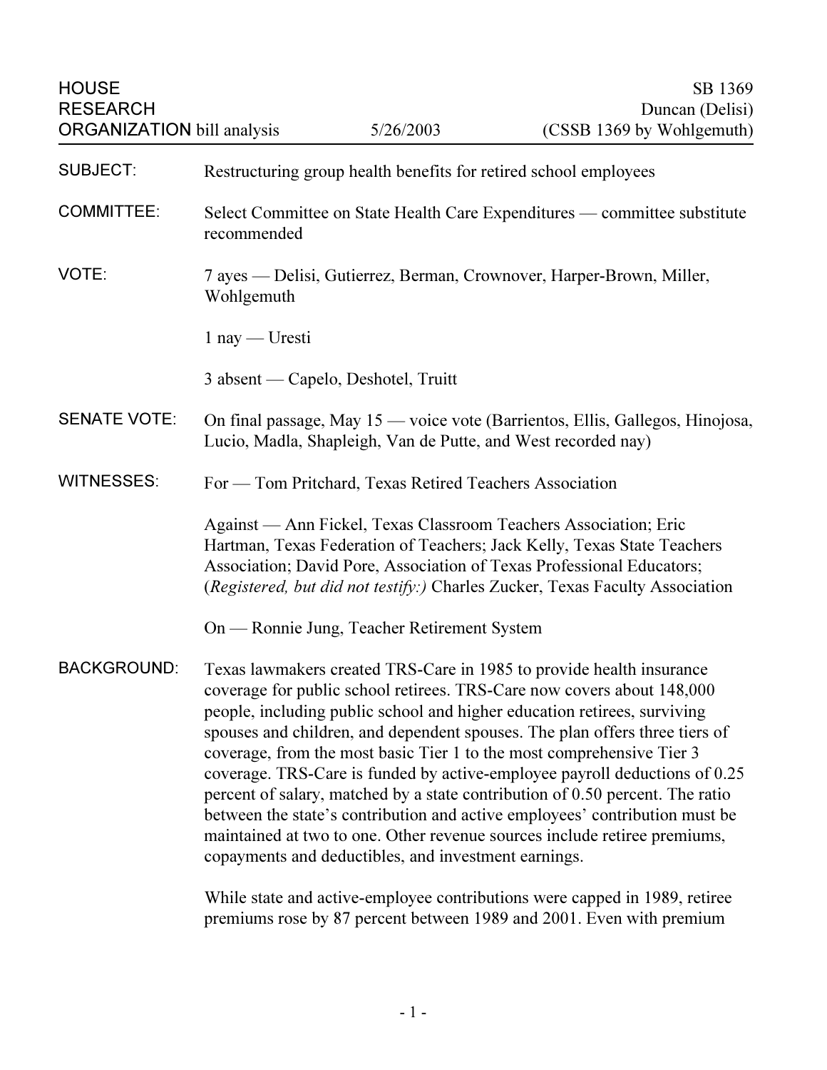HOUSE RESEARCH ORGANIZATION bill analysis — 5/26/2003

SB 1369
Duncan (Delisi)
(CSSB 1369 by Wohlgemuth)

**SUBJECT:** Restructuring group health benefits for retired school employees

**COMMITTEE:** Select Committee on State Health Care Expenditures — committee substitute recommended

**VOTE:** 7 ayes — Delisi, Gutierrez, Berman, Crownover, Harper-Brown, Miller, Wohlgemuth

1 nay — Uresti

3 absent — Capelo, Deshotel, Truitt

**SENATE VOTE:** On final passage, May 15 — voice vote (Barrientos, Ellis, Gallegos, Hinojosa, Lucio, Madla, Shapleigh, Van de Putte, and West recorded nay)

**WITNESSES:** For — Tom Pritchard, Texas Retired Teachers Association

Against — Ann Fickel, Texas Classroom Teachers Association; Eric Hartman, Texas Federation of Teachers; Jack Kelly, Texas State Teachers Association; David Pore, Association of Texas Professional Educators; (*Registered, but did not testify:*) Charles Zucker, Texas Faculty Association

On — Ronnie Jung, Teacher Retirement System

**BACKGROUND:** Texas lawmakers created TRS-Care in 1985 to provide health insurance coverage for public school retirees. TRS-Care now covers about 148,000 people, including public school and higher education retirees, surviving spouses and children, and dependent spouses. The plan offers three tiers of coverage, from the most basic Tier 1 to the most comprehensive Tier 3 coverage. TRS-Care is funded by active-employee payroll deductions of 0.25 percent of salary, matched by a state contribution of 0.50 percent. The ratio between the state's contribution and active employees' contribution must be maintained at two to one. Other revenue sources include retiree premiums, copayments and deductibles, and investment earnings.

While state and active-employee contributions were capped in 1989, retiree premiums rose by 87 percent between 1989 and 2001. Even with premium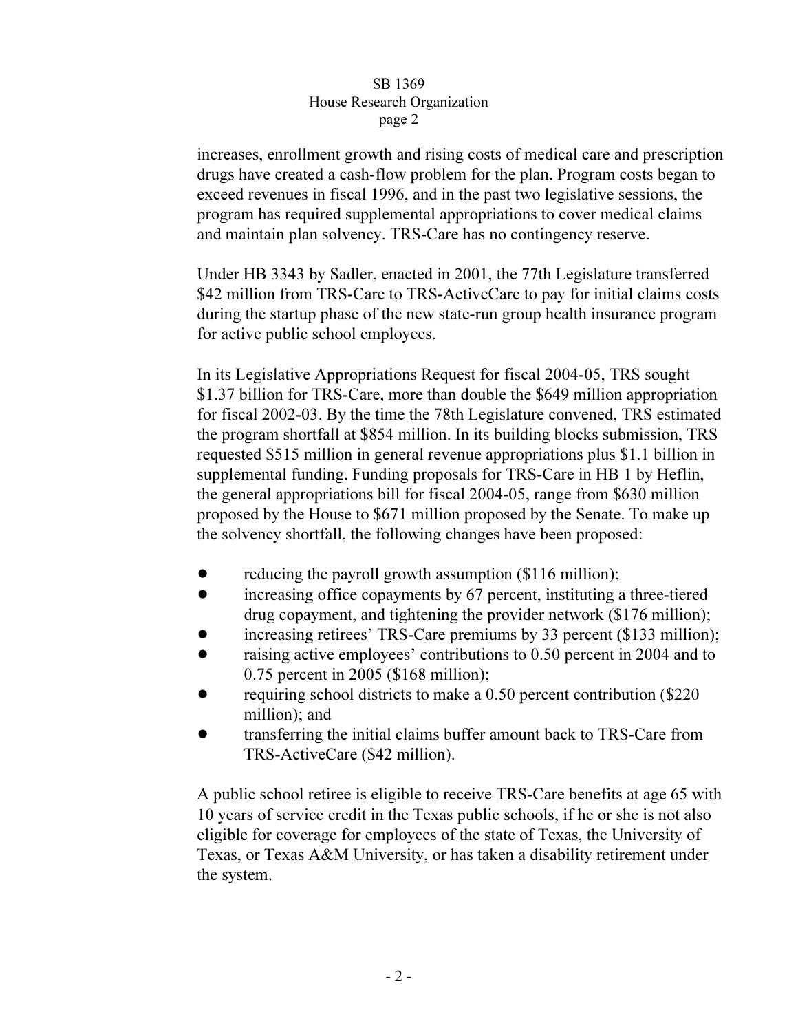increases, enrollment growth and rising costs of medical care and prescription drugs have created a cash-flow problem for the plan. Program costs began to exceed revenues in fiscal 1996, and in the past two legislative sessions, the program has required supplemental appropriations to cover medical claims and maintain plan solvency. TRS-Care has no contingency reserve.

Under HB 3343 by Sadler, enacted in 2001, the 77th Legislature transferred $42 million from TRS-Care to TRS-ActiveCare to pay for initial claims costs during the startup phase of the new state-run group health insurance program for active public school employees.

In its Legislative Appropriations Request for fiscal 2004-05, TRS sought $1.37 billion for TRS-Care, more than double the $649 million appropriation for fiscal 2002-03. By the time the 78th Legislature convened, TRS estimated the program shortfall at $854 million. In its building blocks submission, TRS requested $515 million in general revenue appropriations plus $1.1 billion in supplemental funding. Funding proposals for TRS-Care in HB 1 by Heflin, the general appropriations bill for fiscal 2004-05, range from $630 million proposed by the House to $671 million proposed by the Senate. To make up the solvency shortfall, the following changes have been proposed:

- reducing the payroll growth assumption ($116 million);
- increasing office copayments by 67 percent, instituting a three-tiered drug copayment, and tightening the provider network ($176 million);
- increasing retirees' TRS-Care premiums by 33 percent ($133 million);
- raising active employees' contributions to 0.50 percent in 2004 and to 0.75 percent in 2005 ($168 million);
- requiring school districts to make a 0.50 percent contribution ($220 million); and
- transferring the initial claims buffer amount back to TRS-Care from TRS-ActiveCare ($42 million).

A public school retiree is eligible to receive TRS-Care benefits at age 65 with 10 years of service credit in the Texas public schools, if he or she is not also eligible for coverage for employees of the state of Texas, the University of Texas, or Texas A&M University, or has taken a disability retirement under the system.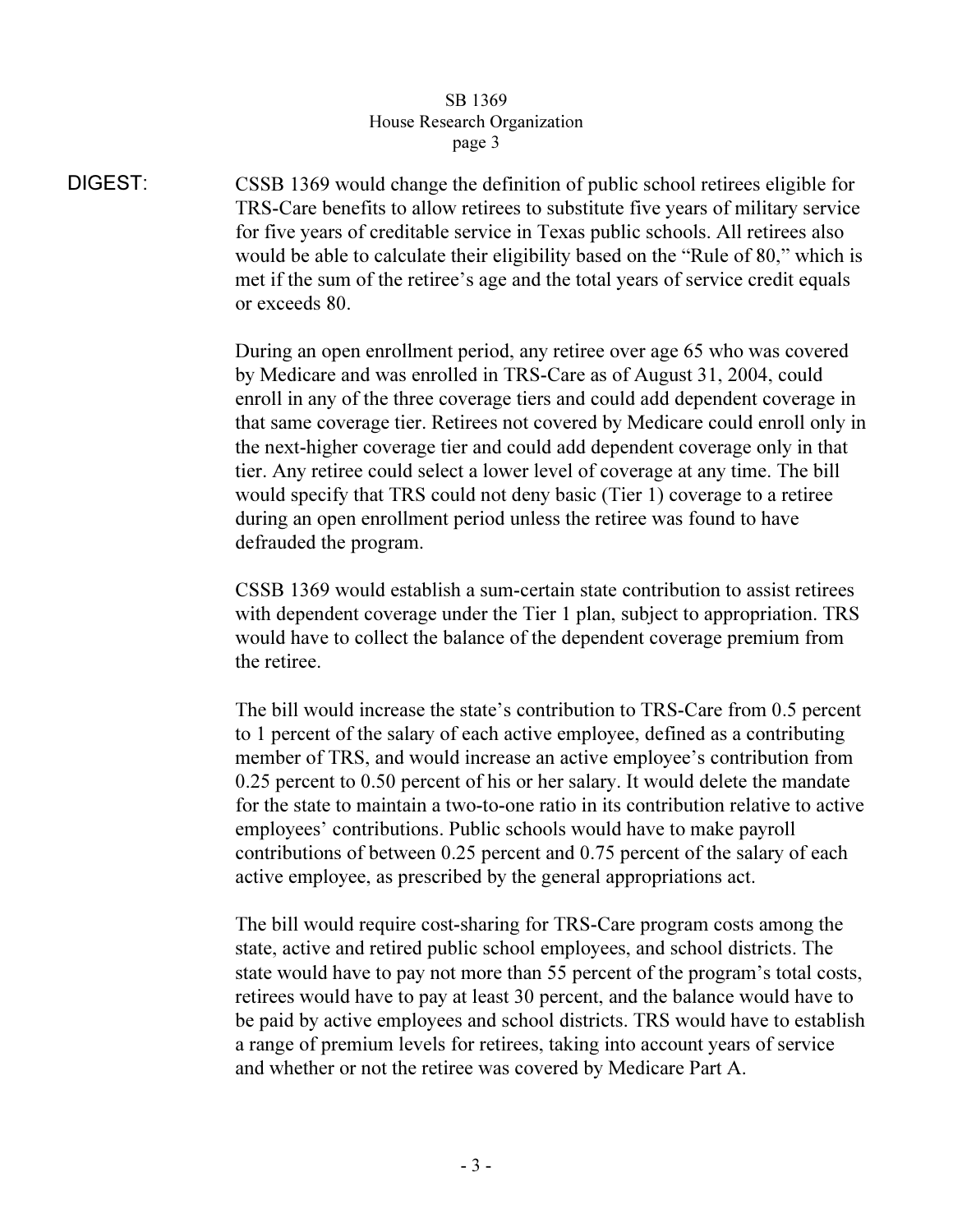**DIGEST:**

CSSB 1369 would change the definition of public school retirees eligible for TRS-Care benefits to allow retirees to substitute five years of military service for five years of creditable service in Texas public schools. All retirees also would be able to calculate their eligibility based on the "Rule of 80," which is met if the sum of the retiree's age and the total years of service credit equals or exceeds 80.

During an open enrollment period, any retiree over age 65 who was covered by Medicare and was enrolled in TRS-Care as of August 31, 2004, could enroll in any of the three coverage tiers and could add dependent coverage in that same coverage tier. Retirees not covered by Medicare could enroll only in the next-higher coverage tier and could add dependent coverage only in that tier. Any retiree could select a lower level of coverage at any time. The bill would specify that TRS could not deny basic (Tier 1) coverage to a retiree during an open enrollment period unless the retiree was found to have defrauded the program.

CSSB 1369 would establish a sum-certain state contribution to assist retirees with dependent coverage under the Tier 1 plan, subject to appropriation. TRS would have to collect the balance of the dependent coverage premium from the retiree.

The bill would increase the state's contribution to TRS-Care from 0.5 percent to 1 percent of the salary of each active employee, defined as a contributing member of TRS, and would increase an active employee's contribution from 0.25 percent to 0.50 percent of his or her salary. It would delete the mandate for the state to maintain a two-to-one ratio in its contribution relative to active employees' contributions. Public schools would have to make payroll contributions of between 0.25 percent and 0.75 percent of the salary of each active employee, as prescribed by the general appropriations act.

The bill would require cost-sharing for TRS-Care program costs among the state, active and retired public school employees, and school districts. The state would have to pay not more than 55 percent of the program's total costs, retirees would have to pay at least 30 percent, and the balance would have to be paid by active employees and school districts. TRS would have to establish a range of premium levels for retirees, taking into account years of service and whether or not the retiree was covered by Medicare Part A.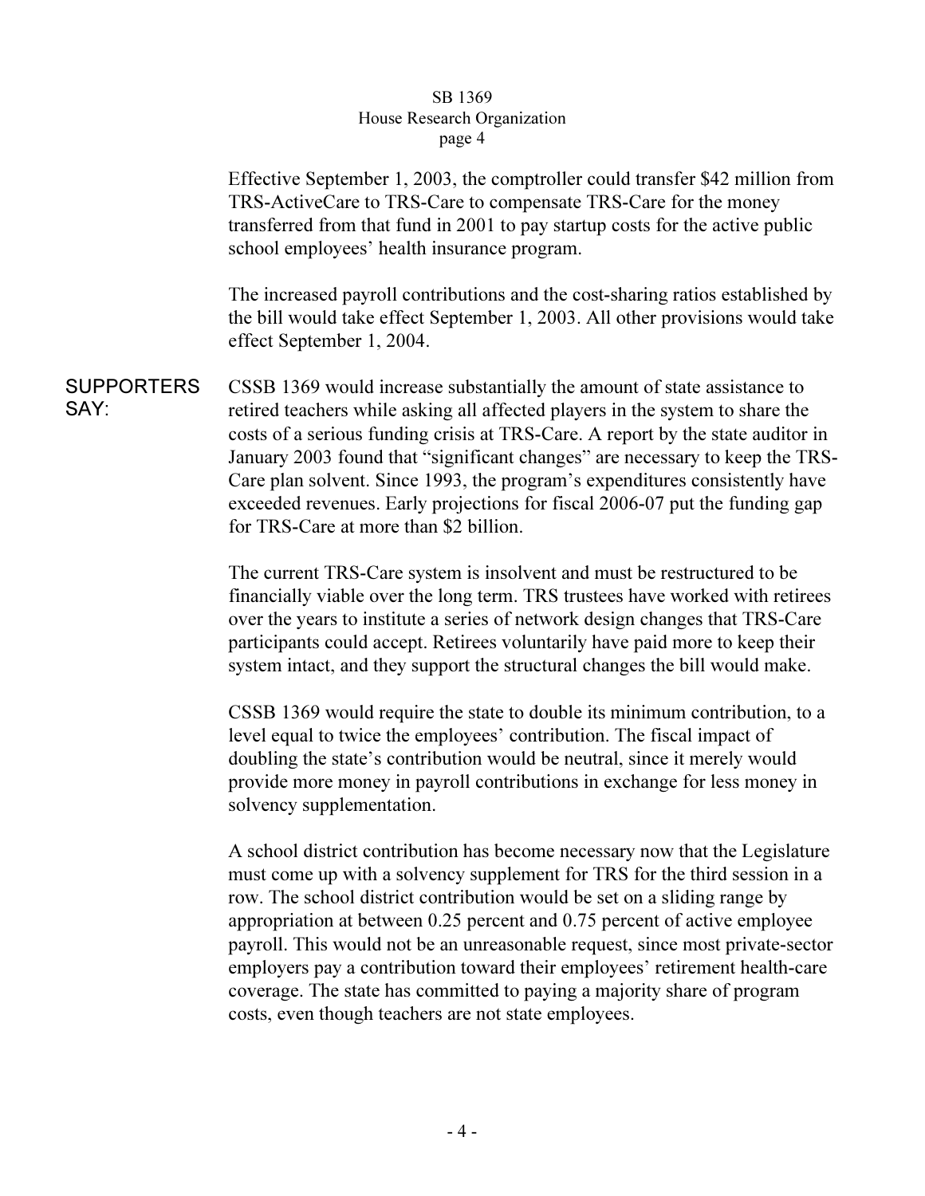Effective September 1, 2003, the comptroller could transfer $42 million from TRS-ActiveCare to TRS-Care to compensate TRS-Care for the money transferred from that fund in 2001 to pay startup costs for the active public school employees' health insurance program.

The increased payroll contributions and the cost-sharing ratios established by the bill would take effect September 1, 2003. All other provisions would take effect September 1, 2004.

**SUPPORTERS SAY:**

CSSB 1369 would increase substantially the amount of state assistance to retired teachers while asking all affected players in the system to share the costs of a serious funding crisis at TRS-Care. A report by the state auditor in January 2003 found that "significant changes" are necessary to keep the TRS-Care plan solvent. Since 1993, the program's expenditures consistently have exceeded revenues. Early projections for fiscal 2006-07 put the funding gap for TRS-Care at more than $2 billion.

The current TRS-Care system is insolvent and must be restructured to be financially viable over the long term. TRS trustees have worked with retirees over the years to institute a series of network design changes that TRS-Care participants could accept. Retirees voluntarily have paid more to keep their system intact, and they support the structural changes the bill would make.

CSSB 1369 would require the state to double its minimum contribution, to a level equal to twice the employees' contribution. The fiscal impact of doubling the state's contribution would be neutral, since it merely would provide more money in payroll contributions in exchange for less money in solvency supplementation.

A school district contribution has become necessary now that the Legislature must come up with a solvency supplement for TRS for the third session in a row. The school district contribution would be set on a sliding range by appropriation at between 0.25 percent and 0.75 percent of active employee payroll. This would not be an unreasonable request, since most private-sector employers pay a contribution toward their employees' retirement health-care coverage. The state has committed to paying a majority share of program costs, even though teachers are not state employees.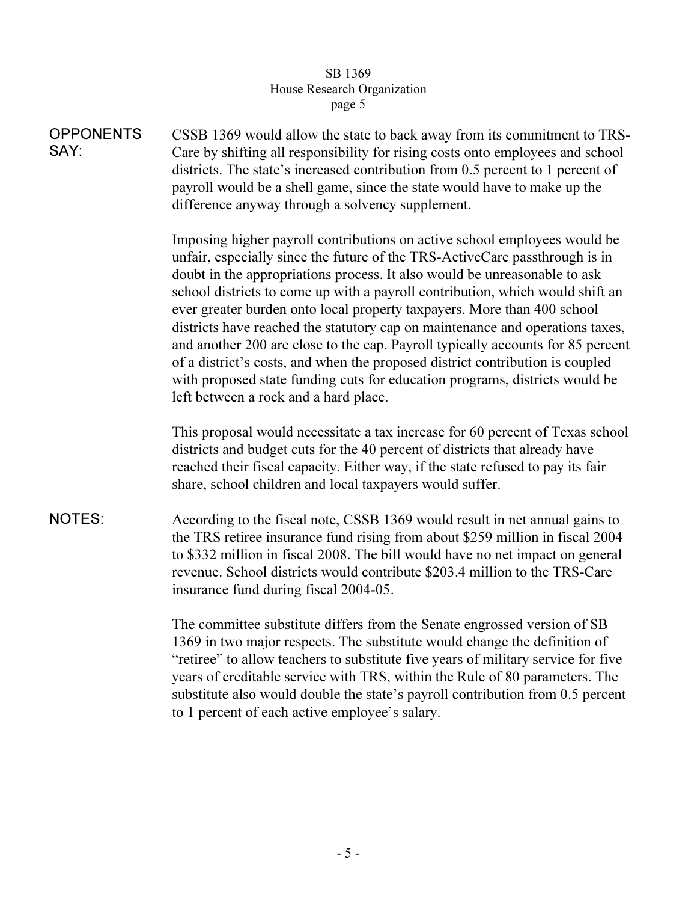**OPPONENTS SAY:**

CSSB 1369 would allow the state to back away from its commitment to TRS-Care by shifting all responsibility for rising costs onto employees and school districts. The state's increased contribution from 0.5 percent to 1 percent of payroll would be a shell game, since the state would have to make up the difference anyway through a solvency supplement.

Imposing higher payroll contributions on active school employees would be unfair, especially since the future of the TRS-ActiveCare passthrough is in doubt in the appropriations process. It also would be unreasonable to ask school districts to come up with a payroll contribution, which would shift an ever greater burden onto local property taxpayers. More than 400 school districts have reached the statutory cap on maintenance and operations taxes, and another 200 are close to the cap. Payroll typically accounts for 85 percent of a district's costs, and when the proposed district contribution is coupled with proposed state funding cuts for education programs, districts would be left between a rock and a hard place.

This proposal would necessitate a tax increase for 60 percent of Texas school districts and budget cuts for the 40 percent of districts that already have reached their fiscal capacity. Either way, if the state refused to pay its fair share, school children and local taxpayers would suffer.

**NOTES:**

According to the fiscal note, CSSB 1369 would result in net annual gains to the TRS retiree insurance fund rising from about $259 million in fiscal 2004 to $332 million in fiscal 2008. The bill would have no net impact on general revenue. School districts would contribute $203.4 million to the TRS-Care insurance fund during fiscal 2004-05.

The committee substitute differs from the Senate engrossed version of SB 1369 in two major respects. The substitute would change the definition of "retiree" to allow teachers to substitute five years of military service for five years of creditable service with TRS, within the Rule of 80 parameters. The substitute also would double the state's payroll contribution from 0.5 percent to 1 percent of each active employee's salary.